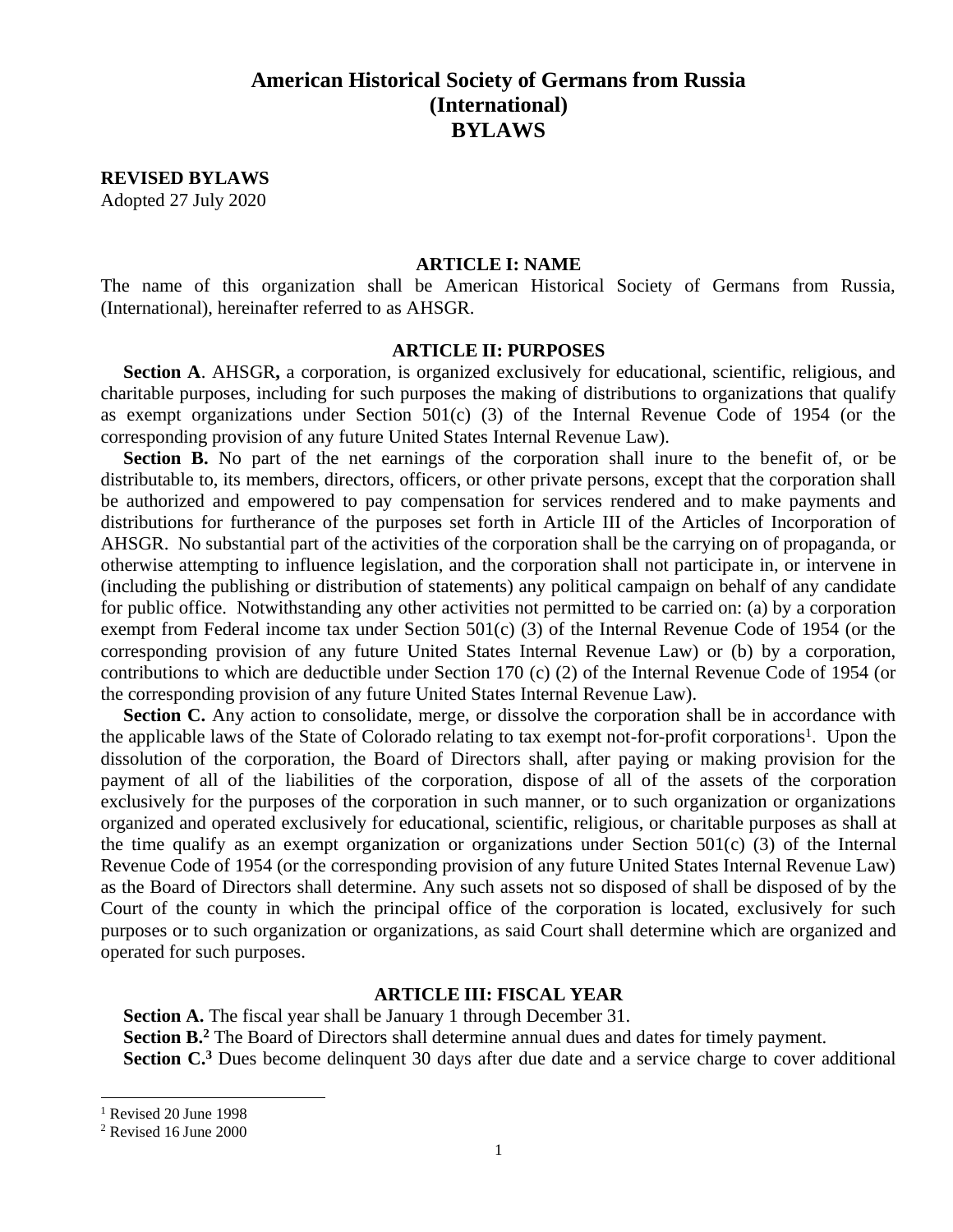# American Historical Society of Germans from Russia (International) BYLAWS

**REVISED BYLAWS**
Adopted 27 July 2020

## ARTICLE I: NAME

The name of this organization shall be American Historical Society of Germans from Russia, (International), hereinafter referred to as AHSGR.

## ARTICLE II: PURPOSES

**Section A**. AHSGR**,** a corporation, is organized exclusively for educational, scientific, religious, and charitable purposes, including for such purposes the making of distributions to organizations that qualify as exempt organizations under Section 501(c) (3) of the Internal Revenue Code of 1954 (or the corresponding provision of any future United States Internal Revenue Law).

**Section B.** No part of the net earnings of the corporation shall inure to the benefit of, or be distributable to, its members, directors, officers, or other private persons, except that the corporation shall be authorized and empowered to pay compensation for services rendered and to make payments and distributions for furtherance of the purposes set forth in Article III of the Articles of Incorporation of AHSGR. No substantial part of the activities of the corporation shall be the carrying on of propaganda, or otherwise attempting to influence legislation, and the corporation shall not participate in, or intervene in (including the publishing or distribution of statements) any political campaign on behalf of any candidate for public office. Notwithstanding any other activities not permitted to be carried on: (a) by a corporation exempt from Federal income tax under Section 501(c) (3) of the Internal Revenue Code of 1954 (or the corresponding provision of any future United States Internal Revenue Law) or (b) by a corporation, contributions to which are deductible under Section 170 (c) (2) of the Internal Revenue Code of 1954 (or the corresponding provision of any future United States Internal Revenue Law).

**Section C.** Any action to consolidate, merge, or dissolve the corporation shall be in accordance with the applicable laws of the State of Colorado relating to tax exempt not-for-profit corporations[1]. Upon the dissolution of the corporation, the Board of Directors shall, after paying or making provision for the payment of all of the liabilities of the corporation, dispose of all of the assets of the corporation exclusively for the purposes of the corporation in such manner, or to such organization or organizations organized and operated exclusively for educational, scientific, religious, or charitable purposes as shall at the time qualify as an exempt organization or organizations under Section 501(c) (3) of the Internal Revenue Code of 1954 (or the corresponding provision of any future United States Internal Revenue Law) as the Board of Directors shall determine. Any such assets not so disposed of shall be disposed of by the Court of the county in which the principal office of the corporation is located, exclusively for such purposes or to such organization or organizations, as said Court shall determine which are organized and operated for such purposes.

## ARTICLE III: FISCAL YEAR

**Section A.** The fiscal year shall be January 1 through December 31.

**Section B.**[2] The Board of Directors shall determine annual dues and dates for timely payment.

**Section C.**[3] Dues become delinquent 30 days after due date and a service charge to cover additional

---

[1] Revised 20 June 1998

[2] Revised 16 June 2000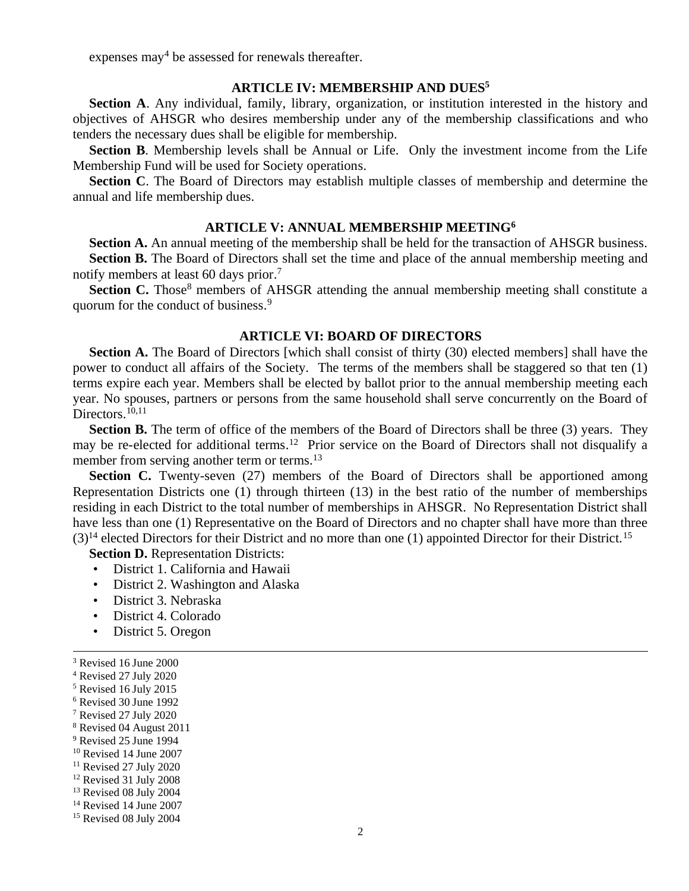expenses may[4] be assessed for renewals thereafter.

## ARTICLE IV: MEMBERSHIP AND DUES[5]

**Section A**. Any individual, family, library, organization, or institution interested in the history and objectives of AHSGR who desires membership under any of the membership classifications and who tenders the necessary dues shall be eligible for membership.

**Section B**. Membership levels shall be Annual or Life. Only the investment income from the Life Membership Fund will be used for Society operations.

**Section C**. The Board of Directors may establish multiple classes of membership and determine the annual and life membership dues.

## ARTICLE V: ANNUAL MEMBERSHIP MEETING[6]

**Section A.** An annual meeting of the membership shall be held for the transaction of AHSGR business.

**Section B.** The Board of Directors shall set the time and place of the annual membership meeting and notify members at least 60 days prior.[7]

**Section C.** Those[8] members of AHSGR attending the annual membership meeting shall constitute a quorum for the conduct of business.[9]

## ARTICLE VI: BOARD OF DIRECTORS

**Section A.** The Board of Directors [which shall consist of thirty (30) elected members] shall have the power to conduct all affairs of the Society. The terms of the members shall be staggered so that ten (1) terms expire each year. Members shall be elected by ballot prior to the annual membership meeting each year. No spouses, partners or persons from the same household shall serve concurrently on the Board of Directors.[10,11]

**Section B.** The term of office of the members of the Board of Directors shall be three (3) years. They may be re-elected for additional terms.[12] Prior service on the Board of Directors shall not disqualify a member from serving another term or terms.[13]

**Section C.** Twenty-seven (27) members of the Board of Directors shall be apportioned among Representation Districts one (1) through thirteen (13) in the best ratio of the number of memberships residing in each District to the total number of memberships in AHSGR. No Representation District shall have less than one (1) Representative on the Board of Directors and no chapter shall have more than three (3)[14] elected Directors for their District and no more than one (1) appointed Director for their District.[15]

**Section D.** Representation Districts:

- District 1. California and Hawaii
- District 2. Washington and Alaska
- District 3. Nebraska
- District 4. Colorado
- District 5. Oregon

---

[3] Revised 16 June 2000
[4] Revised 27 July 2020
[5] Revised 16 July 2015
[6] Revised 30 June 1992
[7] Revised 27 July 2020
[8] Revised 04 August 2011
[9] Revised 25 June 1994
[10] Revised 14 June 2007
[11] Revised 27 July 2020
[12] Revised 31 July 2008
[13] Revised 08 July 2004
[14] Revised 14 June 2007
[15] Revised 08 July 2004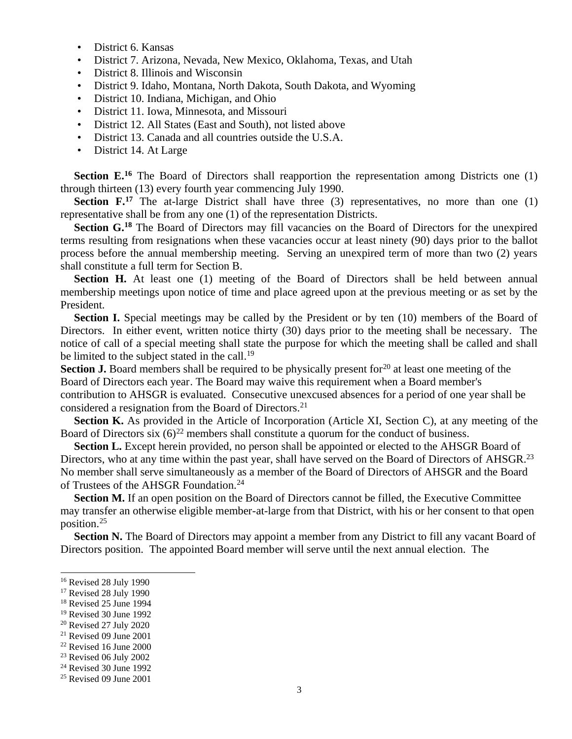- District 6. Kansas
- District 7. Arizona, Nevada, New Mexico, Oklahoma, Texas, and Utah
- District 8. Illinois and Wisconsin
- District 9. Idaho, Montana, North Dakota, South Dakota, and Wyoming
- District 10. Indiana, Michigan, and Ohio
- District 11. Iowa, Minnesota, and Missouri
- District 12. All States (East and South), not listed above
- District 13. Canada and all countries outside the U.S.A.
- District 14. At Large

**Section E.**[16] The Board of Directors shall reapportion the representation among Districts one (1) through thirteen (13) every fourth year commencing July 1990.

**Section F.**[17] The at-large District shall have three (3) representatives, no more than one (1) representative shall be from any one (1) of the representation Districts.

**Section G.**[18] The Board of Directors may fill vacancies on the Board of Directors for the unexpired terms resulting from resignations when these vacancies occur at least ninety (90) days prior to the ballot process before the annual membership meeting. Serving an unexpired term of more than two (2) years shall constitute a full term for Section B.

**Section H.** At least one (1) meeting of the Board of Directors shall be held between annual membership meetings upon notice of time and place agreed upon at the previous meeting or as set by the President.

**Section I.** Special meetings may be called by the President or by ten (10) members of the Board of Directors. In either event, written notice thirty (30) days prior to the meeting shall be necessary. The notice of call of a special meeting shall state the purpose for which the meeting shall be called and shall be limited to the subject stated in the call.[19]

**Section J.** Board members shall be required to be physically present for[20] at least one meeting of the Board of Directors each year. The Board may waive this requirement when a Board member's contribution to AHSGR is evaluated. Consecutive unexcused absences for a period of one year shall be considered a resignation from the Board of Directors.[21]

**Section K.** As provided in the Article of Incorporation (Article XI, Section C), at any meeting of the Board of Directors six (6)[22] members shall constitute a quorum for the conduct of business.

**Section L.** Except herein provided, no person shall be appointed or elected to the AHSGR Board of Directors, who at any time within the past year, shall have served on the Board of Directors of AHSGR.[23] No member shall serve simultaneously as a member of the Board of Directors of AHSGR and the Board of Trustees of the AHSGR Foundation.[24]

**Section M.** If an open position on the Board of Directors cannot be filled, the Executive Committee may transfer an otherwise eligible member-at-large from that District, with his or her consent to that open position.[25]

**Section N.** The Board of Directors may appoint a member from any District to fill any vacant Board of Directors position. The appointed Board member will serve until the next annual election. The

---

[16] Revised 28 July 1990
[17] Revised 28 July 1990
[18] Revised 25 June 1994
[19] Revised 30 June 1992
[20] Revised 27 July 2020
[21] Revised 09 June 2001
[22] Revised 16 June 2000
[23] Revised 06 July 2002
[24] Revised 30 June 1992
[25] Revised 09 June 2001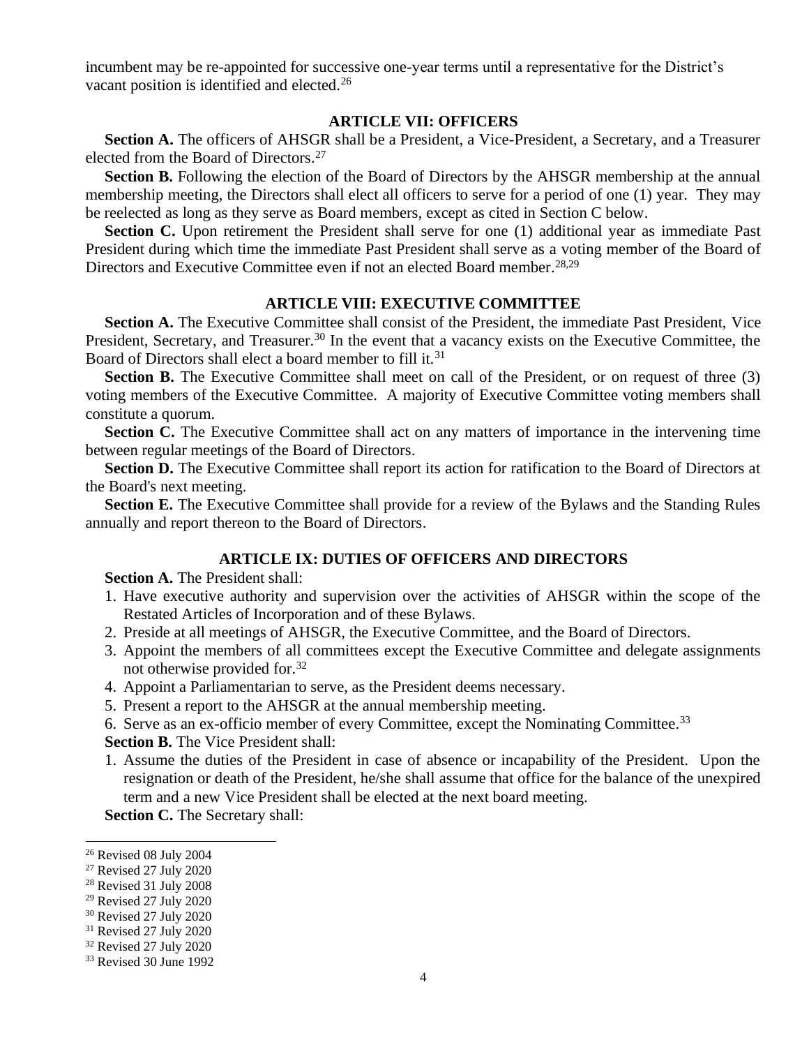incumbent may be re-appointed for successive one-year terms until a representative for the District's vacant position is identified and elected.[26]

## ARTICLE VII: OFFICERS

**Section A.** The officers of AHSGR shall be a President, a Vice-President, a Secretary, and a Treasurer elected from the Board of Directors.[27]

**Section B.** Following the election of the Board of Directors by the AHSGR membership at the annual membership meeting, the Directors shall elect all officers to serve for a period of one (1) year. They may be reelected as long as they serve as Board members, except as cited in Section C below.

**Section C.** Upon retirement the President shall serve for one (1) additional year as immediate Past President during which time the immediate Past President shall serve as a voting member of the Board of Directors and Executive Committee even if not an elected Board member.[28,29]

## ARTICLE VIII: EXECUTIVE COMMITTEE

**Section A.** The Executive Committee shall consist of the President, the immediate Past President, Vice President, Secretary, and Treasurer.[30] In the event that a vacancy exists on the Executive Committee, the Board of Directors shall elect a board member to fill it.[31]

**Section B.** The Executive Committee shall meet on call of the President, or on request of three (3) voting members of the Executive Committee. A majority of Executive Committee voting members shall constitute a quorum.

**Section C.** The Executive Committee shall act on any matters of importance in the intervening time between regular meetings of the Board of Directors.

**Section D.** The Executive Committee shall report its action for ratification to the Board of Directors at the Board's next meeting.

**Section E.** The Executive Committee shall provide for a review of the Bylaws and the Standing Rules annually and report thereon to the Board of Directors.

## ARTICLE IX: DUTIES OF OFFICERS AND DIRECTORS

**Section A.** The President shall:

1. Have executive authority and supervision over the activities of AHSGR within the scope of the Restated Articles of Incorporation and of these Bylaws.
2. Preside at all meetings of AHSGR, the Executive Committee, and the Board of Directors.
3. Appoint the members of all committees except the Executive Committee and delegate assignments not otherwise provided for.[32]
4. Appoint a Parliamentarian to serve, as the President deems necessary.
5. Present a report to the AHSGR at the annual membership meeting.
6. Serve as an ex-officio member of every Committee, except the Nominating Committee.[33]

**Section B.** The Vice President shall:

1. Assume the duties of the President in case of absence or incapability of the President. Upon the resignation or death of the President, he/she shall assume that office for the balance of the unexpired term and a new Vice President shall be elected at the next board meeting.

**Section C.** The Secretary shall:

---

[26] Revised 08 July 2004
[27] Revised 27 July 2020
[28] Revised 31 July 2008
[29] Revised 27 July 2020
[30] Revised 27 July 2020
[31] Revised 27 July 2020
[32] Revised 27 July 2020
[33] Revised 30 June 1992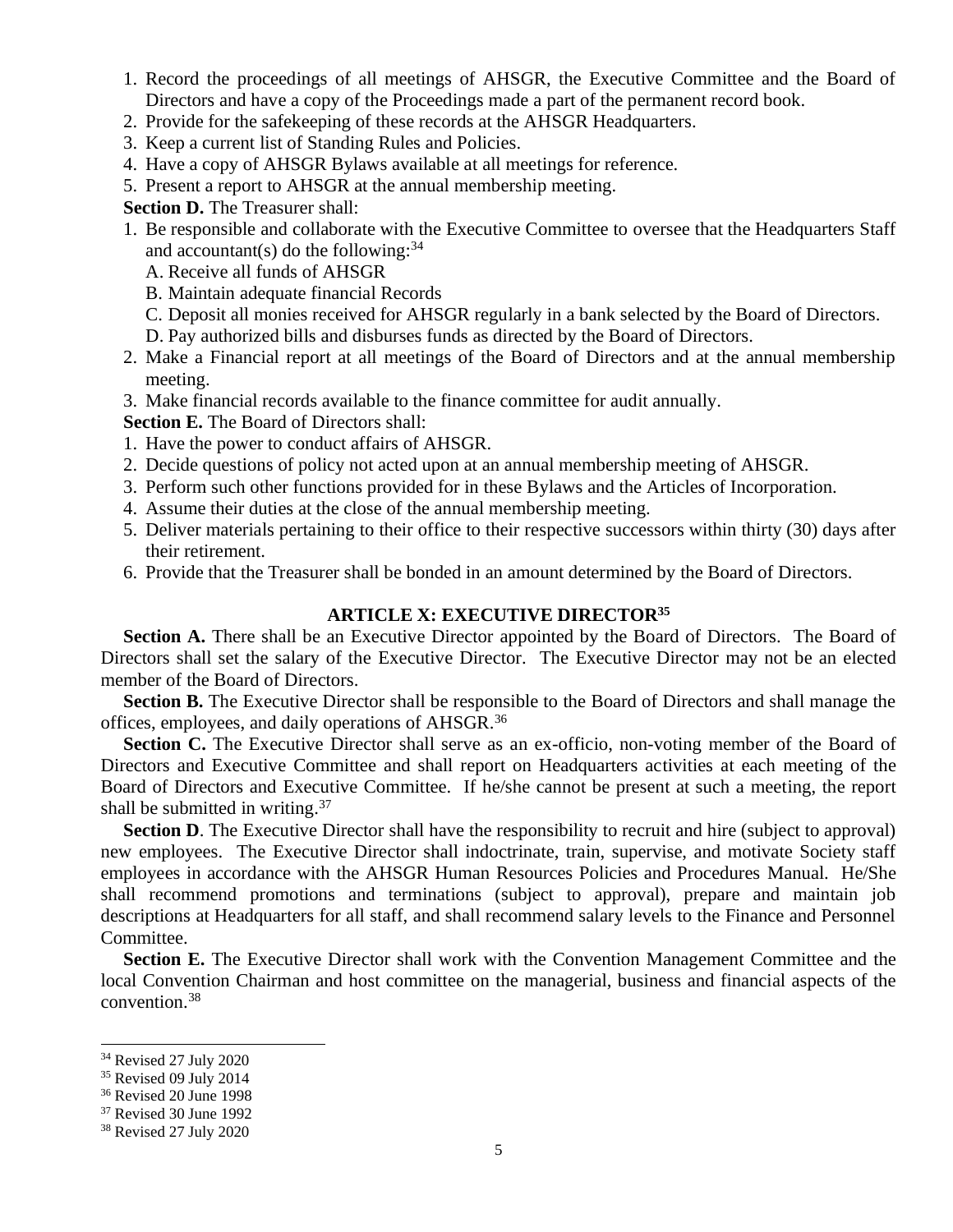1. Record the proceedings of all meetings of AHSGR, the Executive Committee and the Board of Directors and have a copy of the Proceedings made a part of the permanent record book.
2. Provide for the safekeeping of these records at the AHSGR Headquarters.
3. Keep a current list of Standing Rules and Policies.
4. Have a copy of AHSGR Bylaws available at all meetings for reference.
5. Present a report to AHSGR at the annual membership meeting.

**Section D.** The Treasurer shall:

1. Be responsible and collaborate with the Executive Committee to oversee that the Headquarters Staff and accountant(s) do the following:[34]
   - A. Receive all funds of AHSGR
   - B. Maintain adequate financial Records
   - C. Deposit all monies received for AHSGR regularly in a bank selected by the Board of Directors.
   - D. Pay authorized bills and disburses funds as directed by the Board of Directors.
2. Make a Financial report at all meetings of the Board of Directors and at the annual membership meeting.
3. Make financial records available to the finance committee for audit annually.

**Section E.** The Board of Directors shall:

1. Have the power to conduct affairs of AHSGR.
2. Decide questions of policy not acted upon at an annual membership meeting of AHSGR.
3. Perform such other functions provided for in these Bylaws and the Articles of Incorporation.
4. Assume their duties at the close of the annual membership meeting.
5. Deliver materials pertaining to their office to their respective successors within thirty (30) days after their retirement.
6. Provide that the Treasurer shall be bonded in an amount determined by the Board of Directors.

## ARTICLE X: EXECUTIVE DIRECTOR[35]

**Section A.** There shall be an Executive Director appointed by the Board of Directors. The Board of Directors shall set the salary of the Executive Director. The Executive Director may not be an elected member of the Board of Directors.

**Section B.** The Executive Director shall be responsible to the Board of Directors and shall manage the offices, employees, and daily operations of AHSGR.[36]

**Section C.** The Executive Director shall serve as an ex-officio, non-voting member of the Board of Directors and Executive Committee and shall report on Headquarters activities at each meeting of the Board of Directors and Executive Committee. If he/she cannot be present at such a meeting, the report shall be submitted in writing.[37]

**Section D**. The Executive Director shall have the responsibility to recruit and hire (subject to approval) new employees. The Executive Director shall indoctrinate, train, supervise, and motivate Society staff employees in accordance with the AHSGR Human Resources Policies and Procedures Manual. He/She shall recommend promotions and terminations (subject to approval), prepare and maintain job descriptions at Headquarters for all staff, and shall recommend salary levels to the Finance and Personnel Committee.

**Section E.** The Executive Director shall work with the Convention Management Committee and the local Convention Chairman and host committee on the managerial, business and financial aspects of the convention.[38]

---

[34] Revised 27 July 2020
[35] Revised 09 July 2014
[36] Revised 20 June 1998
[37] Revised 30 June 1992
[38] Revised 27 July 2020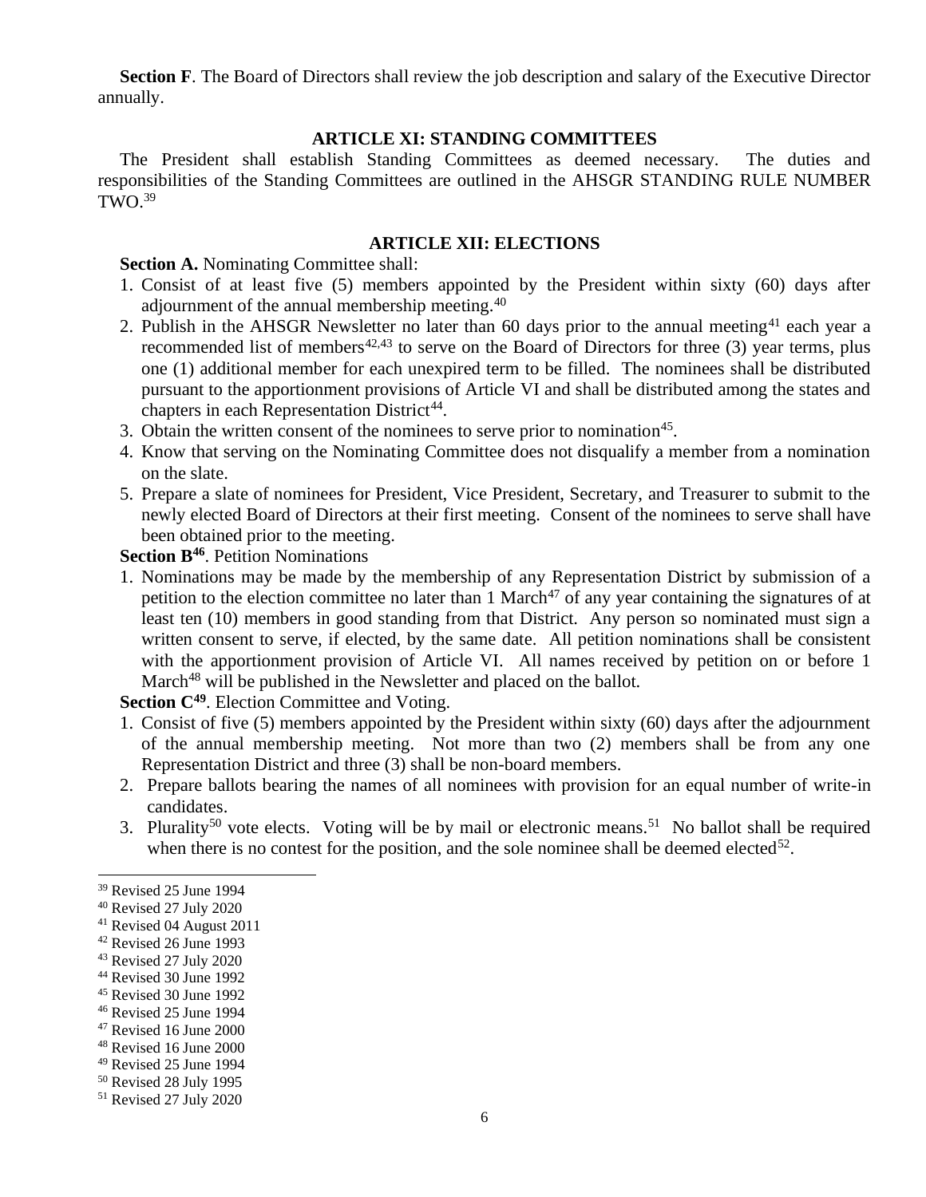**Section F**. The Board of Directors shall review the job description and salary of the Executive Director annually.

## ARTICLE XI: STANDING COMMITTEES

The President shall establish Standing Committees as deemed necessary. The duties and responsibilities of the Standing Committees are outlined in the AHSGR STANDING RULE NUMBER TWO.[39]

## ARTICLE XII: ELECTIONS

**Section A.** Nominating Committee shall:

1. Consist of at least five (5) members appointed by the President within sixty (60) days after adjournment of the annual membership meeting.[40]
2. Publish in the AHSGR Newsletter no later than 60 days prior to the annual meeting[41] each year a recommended list of members[42,43] to serve on the Board of Directors for three (3) year terms, plus one (1) additional member for each unexpired term to be filled. The nominees shall be distributed pursuant to the apportionment provisions of Article VI and shall be distributed among the states and chapters in each Representation District[44].
3. Obtain the written consent of the nominees to serve prior to nomination[45].
4. Know that serving on the Nominating Committee does not disqualify a member from a nomination on the slate.
5. Prepare a slate of nominees for President, Vice President, Secretary, and Treasurer to submit to the newly elected Board of Directors at their first meeting. Consent of the nominees to serve shall have been obtained prior to the meeting.

**Section B[46]**. Petition Nominations

1. Nominations may be made by the membership of any Representation District by submission of a petition to the election committee no later than 1 March[47] of any year containing the signatures of at least ten (10) members in good standing from that District. Any person so nominated must sign a written consent to serve, if elected, by the same date. All petition nominations shall be consistent with the apportionment provision of Article VI. All names received by petition on or before 1 March[48] will be published in the Newsletter and placed on the ballot.

**Section C[49]**. Election Committee and Voting.

1. Consist of five (5) members appointed by the President within sixty (60) days after the adjournment of the annual membership meeting. Not more than two (2) members shall be from any one Representation District and three (3) shall be non-board members.
2. Prepare ballots bearing the names of all nominees with provision for an equal number of write-in candidates.
3. Plurality[50] vote elects. Voting will be by mail or electronic means.[51] No ballot shall be required when there is no contest for the position, and the sole nominee shall be deemed elected[52].

---

[39] Revised 25 June 1994
[40] Revised 27 July 2020
[41] Revised 04 August 2011
[42] Revised 26 June 1993
[43] Revised 27 July 2020
[44] Revised 30 June 1992
[45] Revised 30 June 1992
[46] Revised 25 June 1994
[47] Revised 16 June 2000
[48] Revised 16 June 2000
[49] Revised 25 June 1994
[50] Revised 28 July 1995
[51] Revised 27 July 2020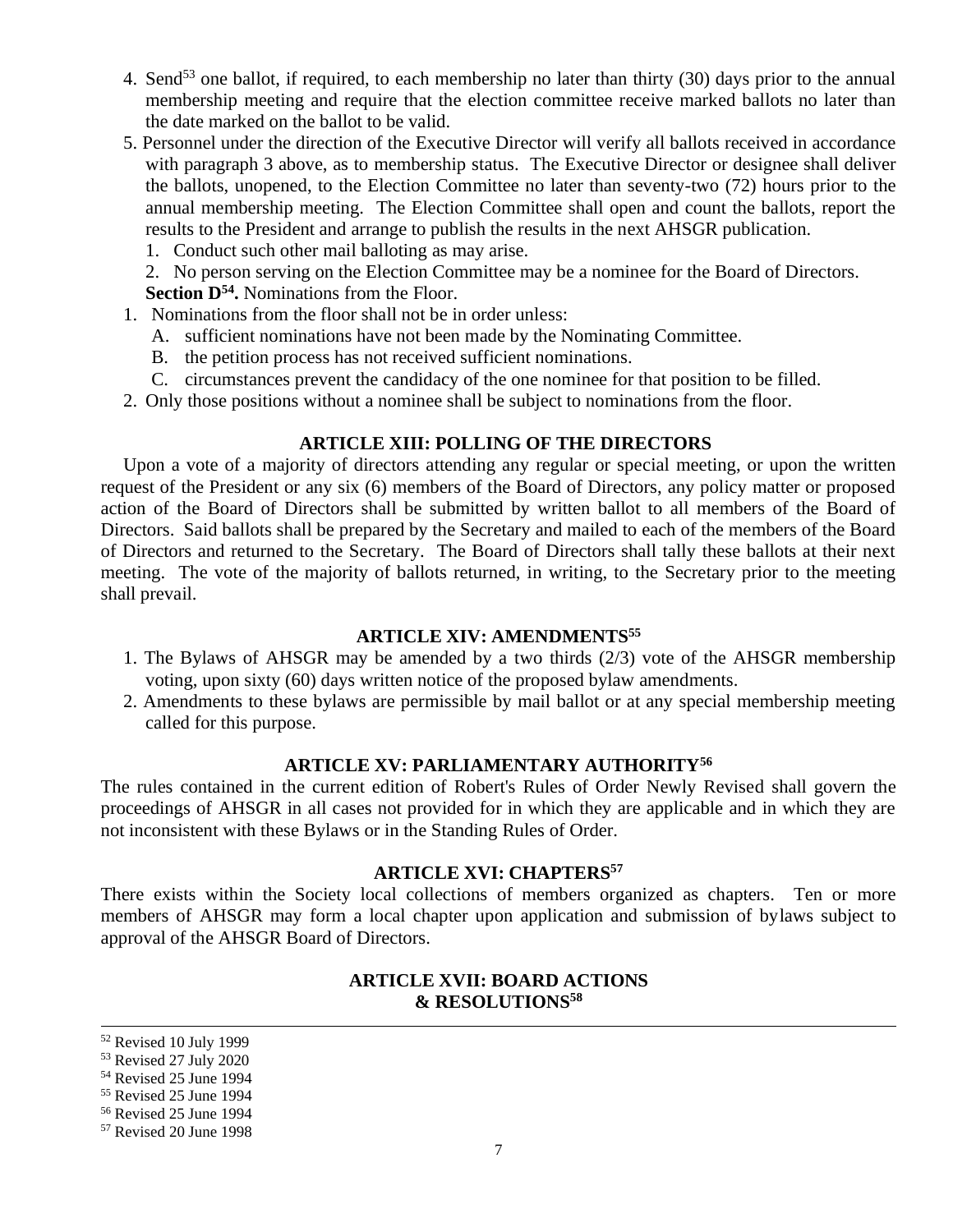4. Send[53] one ballot, if required, to each membership no later than thirty (30) days prior to the annual membership meeting and require that the election committee receive marked ballots no later than the date marked on the ballot to be valid.
5. Personnel under the direction of the Executive Director will verify all ballots received in accordance with paragraph 3 above, as to membership status. The Executive Director or designee shall deliver the ballots, unopened, to the Election Committee no later than seventy-two (72) hours prior to the annual membership meeting. The Election Committee shall open and count the ballots, report the results to the President and arrange to publish the results in the next AHSGR publication.
   1. Conduct such other mail balloting as may arise.
   2. No person serving on the Election Committee may be a nominee for the Board of Directors.

**Section D[54].** Nominations from the Floor.

1. Nominations from the floor shall not be in order unless:
   A. sufficient nominations have not been made by the Nominating Committee.
   B. the petition process has not received sufficient nominations.
   C. circumstances prevent the candidacy of the one nominee for that position to be filled.
2. Only those positions without a nominee shall be subject to nominations from the floor.

## ARTICLE XIII: POLLING OF THE DIRECTORS

Upon a vote of a majority of directors attending any regular or special meeting, or upon the written request of the President or any six (6) members of the Board of Directors, any policy matter or proposed action of the Board of Directors shall be submitted by written ballot to all members of the Board of Directors. Said ballots shall be prepared by the Secretary and mailed to each of the members of the Board of Directors and returned to the Secretary. The Board of Directors shall tally these ballots at their next meeting. The vote of the majority of ballots returned, in writing, to the Secretary prior to the meeting shall prevail.

## ARTICLE XIV: AMENDMENTS[55]

1. The Bylaws of AHSGR may be amended by a two thirds (2/3) vote of the AHSGR membership voting, upon sixty (60) days written notice of the proposed bylaw amendments.
2. Amendments to these bylaws are permissible by mail ballot or at any special membership meeting called for this purpose.

## ARTICLE XV: PARLIAMENTARY AUTHORITY[56]

The rules contained in the current edition of Robert's Rules of Order Newly Revised shall govern the proceedings of AHSGR in all cases not provided for in which they are applicable and in which they are not inconsistent with these Bylaws or in the Standing Rules of Order.

## ARTICLE XVI: CHAPTERS[57]

There exists within the Society local collections of members organized as chapters. Ten or more members of AHSGR may form a local chapter upon application and submission of bylaws subject to approval of the AHSGR Board of Directors.

## ARTICLE XVII: BOARD ACTIONS & RESOLUTIONS[58]

---

[52] Revised 10 July 1999
[53] Revised 27 July 2020
[54] Revised 25 June 1994
[55] Revised 25 June 1994
[56] Revised 25 June 1994
[57] Revised 20 June 1998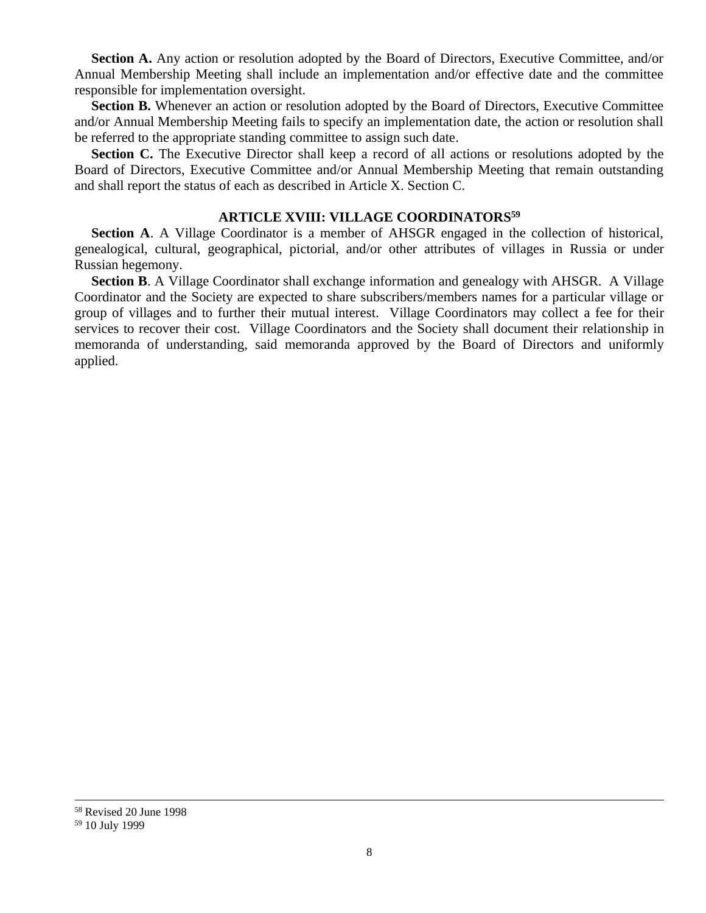**Section A.** Any action or resolution adopted by the Board of Directors, Executive Committee, and/or Annual Membership Meeting shall include an implementation and/or effective date and the committee responsible for implementation oversight.

**Section B.** Whenever an action or resolution adopted by the Board of Directors, Executive Committee and/or Annual Membership Meeting fails to specify an implementation date, the action or resolution shall be referred to the appropriate standing committee to assign such date.

**Section C.** The Executive Director shall keep a record of all actions or resolutions adopted by the Board of Directors, Executive Committee and/or Annual Membership Meeting that remain outstanding and shall report the status of each as described in Article X. Section C.

## ARTICLE XVIII: VILLAGE COORDINATORS[59]

**Section A**. A Village Coordinator is a member of AHSGR engaged in the collection of historical, genealogical, cultural, geographical, pictorial, and/or other attributes of villages in Russia or under Russian hegemony.

**Section B**. A Village Coordinator shall exchange information and genealogy with AHSGR. A Village Coordinator and the Society are expected to share subscribers/members names for a particular village or group of villages and to further their mutual interest. Village Coordinators may collect a fee for their services to recover their cost. Village Coordinators and the Society shall document their relationship in memoranda of understanding, said memoranda approved by the Board of Directors and uniformly applied.

---

[58] Revised 20 June 1998

[59] 10 July 1999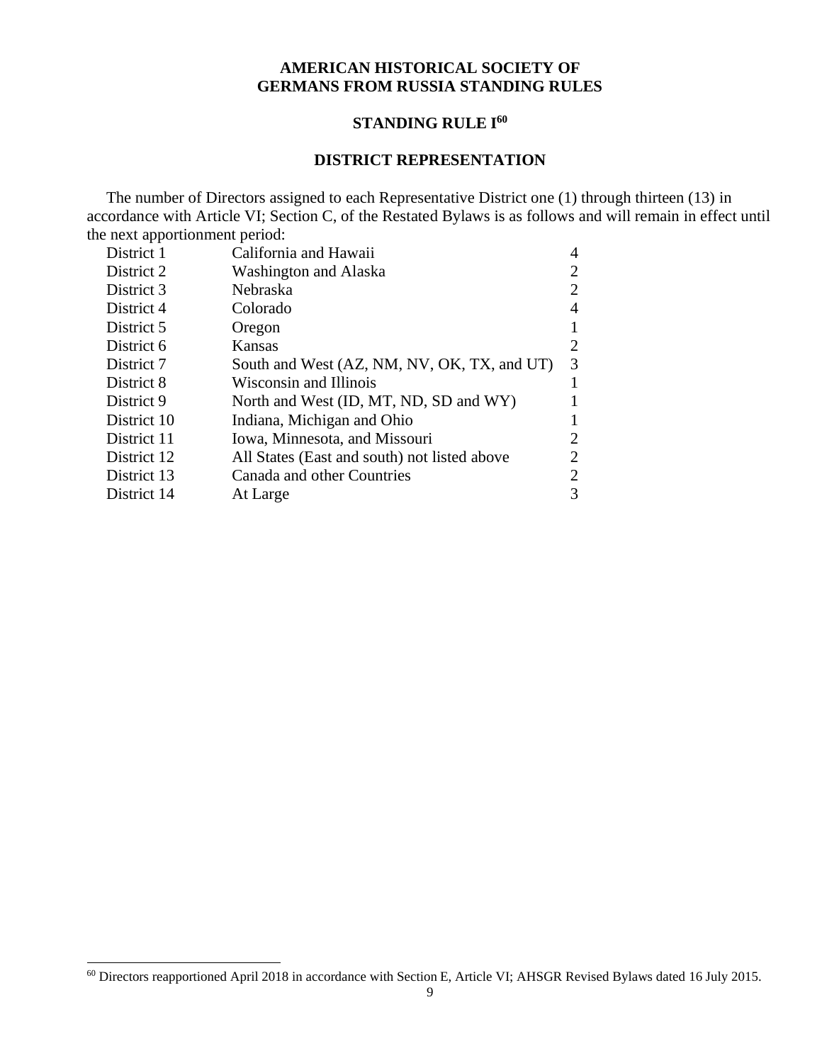# AMERICAN HISTORICAL SOCIETY OF GERMANS FROM RUSSIA STANDING RULES

## STANDING RULE I[60]

### DISTRICT REPRESENTATION

The number of Directors assigned to each Representative District one (1) through thirteen (13) in accordance with Article VI; Section C, of the Restated Bylaws is as follows and will remain in effect until the next apportionment period:

| District | Area | Directors |
|---|---|---|
| District 1 | California and Hawaii | 4 |
| District 2 | Washington and Alaska | 2 |
| District 3 | Nebraska | 2 |
| District 4 | Colorado | 4 |
| District 5 | Oregon | 1 |
| District 6 | Kansas | 2 |
| District 7 | South and West (AZ, NM, NV, OK, TX, and UT) | 3 |
| District 8 | Wisconsin and Illinois | 1 |
| District 9 | North and West (ID, MT, ND, SD and WY) | 1 |
| District 10 | Indiana, Michigan and Ohio | 1 |
| District 11 | Iowa, Minnesota, and Missouri | 2 |
| District 12 | All States (East and south) not listed above | 2 |
| District 13 | Canada and other Countries | 2 |
| District 14 | At Large | 3 |

[60] Directors reapportioned April 2018 in accordance with Section E, Article VI; AHSGR Revised Bylaws dated 16 July 2015.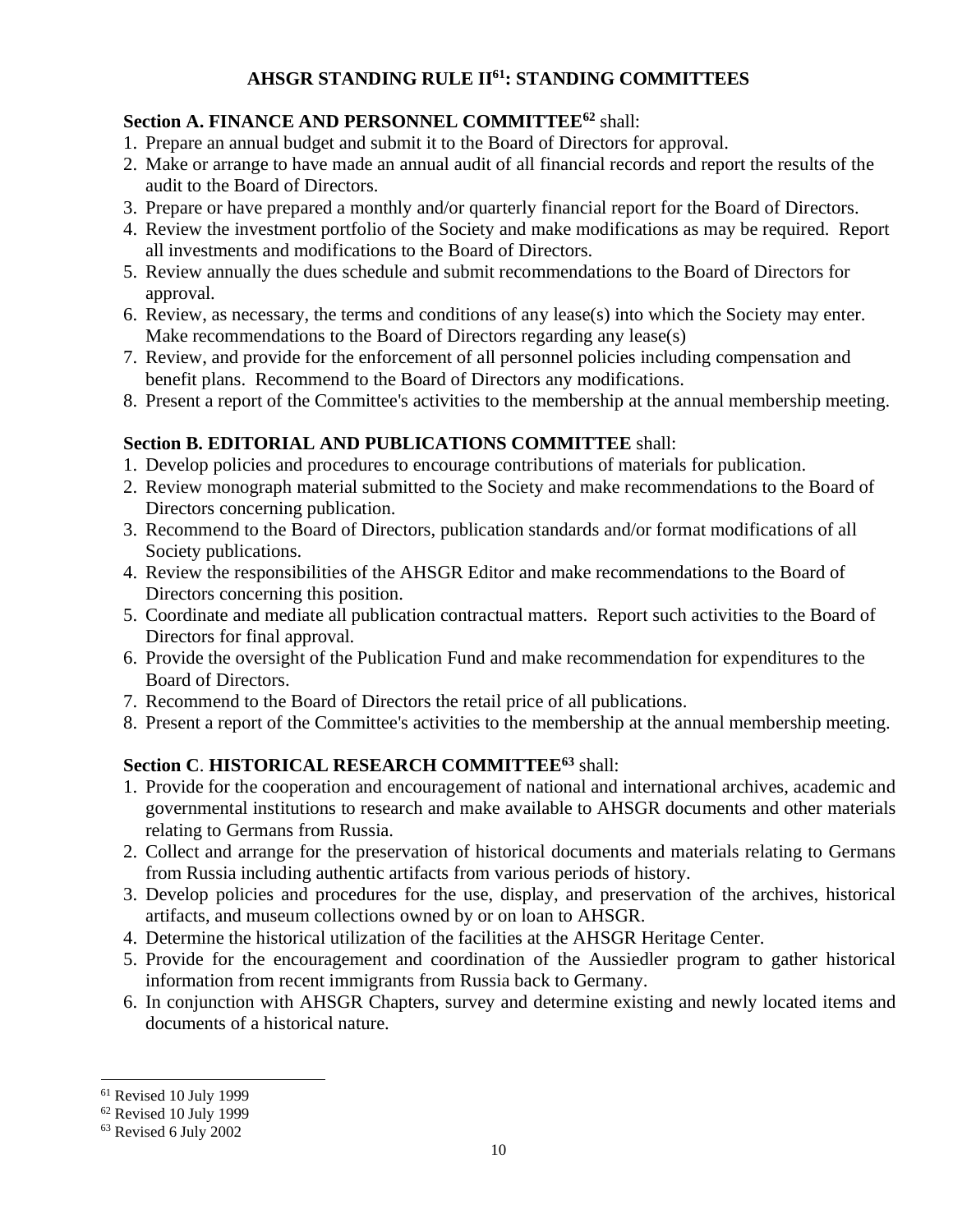## AHSGR STANDING RULE II[61]: STANDING COMMITTEES

**Section A. FINANCE AND PERSONNEL COMMITTEE[62]** shall:

1. Prepare an annual budget and submit it to the Board of Directors for approval.
2. Make or arrange to have made an annual audit of all financial records and report the results of the audit to the Board of Directors.
3. Prepare or have prepared a monthly and/or quarterly financial report for the Board of Directors.
4. Review the investment portfolio of the Society and make modifications as may be required. Report all investments and modifications to the Board of Directors.
5. Review annually the dues schedule and submit recommendations to the Board of Directors for approval.
6. Review, as necessary, the terms and conditions of any lease(s) into which the Society may enter. Make recommendations to the Board of Directors regarding any lease(s)
7. Review, and provide for the enforcement of all personnel policies including compensation and benefit plans. Recommend to the Board of Directors any modifications.
8. Present a report of the Committee's activities to the membership at the annual membership meeting.

**Section B. EDITORIAL AND PUBLICATIONS COMMITTEE** shall:

1. Develop policies and procedures to encourage contributions of materials for publication.
2. Review monograph material submitted to the Society and make recommendations to the Board of Directors concerning publication.
3. Recommend to the Board of Directors, publication standards and/or format modifications of all Society publications.
4. Review the responsibilities of the AHSGR Editor and make recommendations to the Board of Directors concerning this position.
5. Coordinate and mediate all publication contractual matters. Report such activities to the Board of Directors for final approval.
6. Provide the oversight of the Publication Fund and make recommendation for expenditures to the Board of Directors.
7. Recommend to the Board of Directors the retail price of all publications.
8. Present a report of the Committee's activities to the membership at the annual membership meeting.

**Section C. HISTORICAL RESEARCH COMMITTEE[63]** shall:

1. Provide for the cooperation and encouragement of national and international archives, academic and governmental institutions to research and make available to AHSGR documents and other materials relating to Germans from Russia.
2. Collect and arrange for the preservation of historical documents and materials relating to Germans from Russia including authentic artifacts from various periods of history.
3. Develop policies and procedures for the use, display, and preservation of the archives, historical artifacts, and museum collections owned by or on loan to AHSGR.
4. Determine the historical utilization of the facilities at the AHSGR Heritage Center.
5. Provide for the encouragement and coordination of the Aussiedler program to gather historical information from recent immigrants from Russia back to Germany.
6. In conjunction with AHSGR Chapters, survey and determine existing and newly located items and documents of a historical nature.

---

[61] Revised 10 July 1999

[62] Revised 10 July 1999

[63] Revised 6 July 2002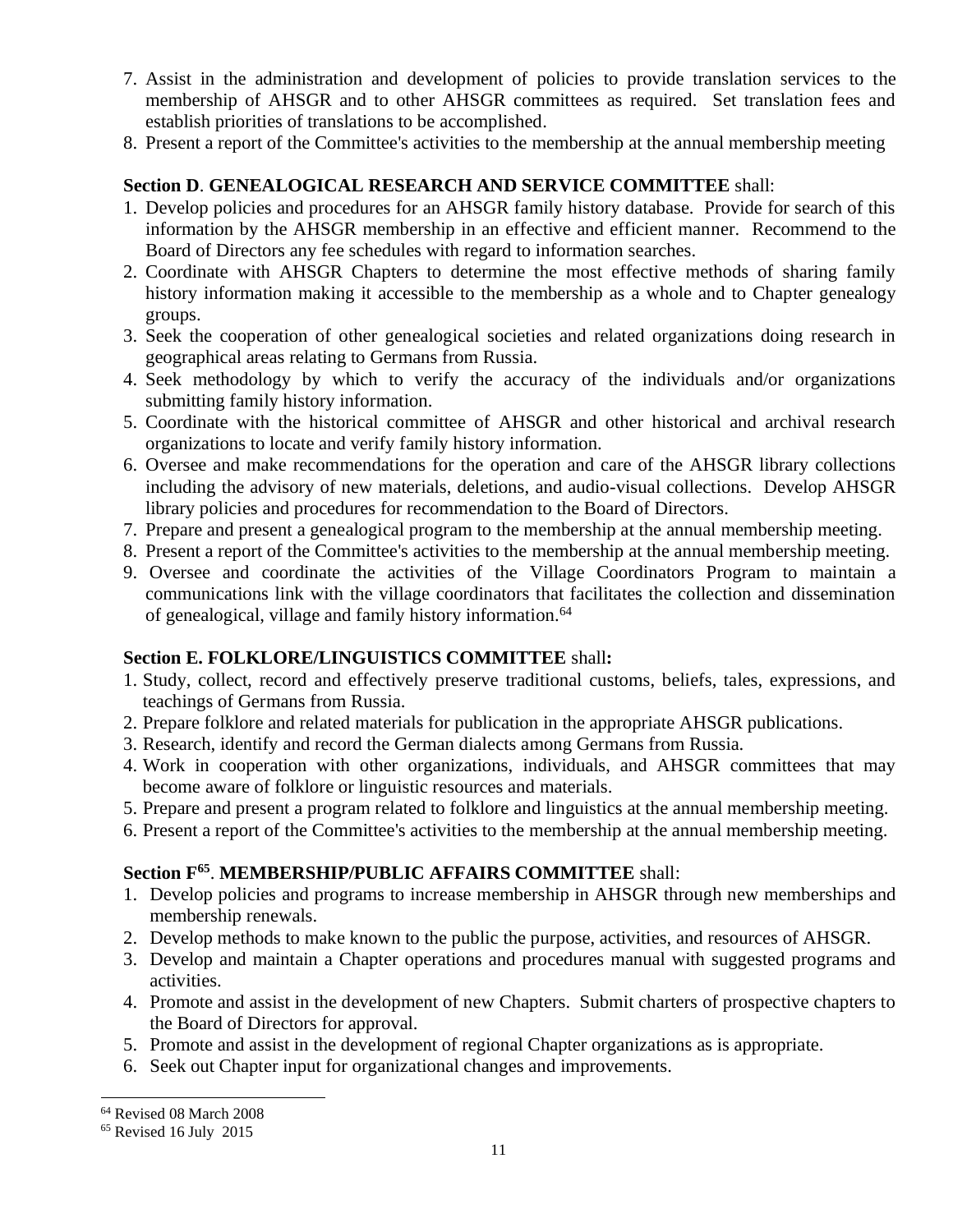7. Assist in the administration and development of policies to provide translation services to the membership of AHSGR and to other AHSGR committees as required. Set translation fees and establish priorities of translations to be accomplished.
8. Present a report of the Committee's activities to the membership at the annual membership meeting

**Section D**. **GENEALOGICAL RESEARCH AND SERVICE COMMITTEE** shall:

1. Develop policies and procedures for an AHSGR family history database. Provide for search of this information by the AHSGR membership in an effective and efficient manner. Recommend to the Board of Directors any fee schedules with regard to information searches.
2. Coordinate with AHSGR Chapters to determine the most effective methods of sharing family history information making it accessible to the membership as a whole and to Chapter genealogy groups.
3. Seek the cooperation of other genealogical societies and related organizations doing research in geographical areas relating to Germans from Russia.
4. Seek methodology by which to verify the accuracy of the individuals and/or organizations submitting family history information.
5. Coordinate with the historical committee of AHSGR and other historical and archival research organizations to locate and verify family history information.
6. Oversee and make recommendations for the operation and care of the AHSGR library collections including the advisory of new materials, deletions, and audio-visual collections. Develop AHSGR library policies and procedures for recommendation to the Board of Directors.
7. Prepare and present a genealogical program to the membership at the annual membership meeting.
8. Present a report of the Committee's activities to the membership at the annual membership meeting.
9. Oversee and coordinate the activities of the Village Coordinators Program to maintain a communications link with the village coordinators that facilitates the collection and dissemination of genealogical, village and family history information.[64]

**Section E. FOLKLORE/LINGUISTICS COMMITTEE** shall**:**

1. Study, collect, record and effectively preserve traditional customs, beliefs, tales, expressions, and teachings of Germans from Russia.
2. Prepare folklore and related materials for publication in the appropriate AHSGR publications.
3. Research, identify and record the German dialects among Germans from Russia.
4. Work in cooperation with other organizations, individuals, and AHSGR committees that may become aware of folklore or linguistic resources and materials.
5. Prepare and present a program related to folklore and linguistics at the annual membership meeting.
6. Present a report of the Committee's activities to the membership at the annual membership meeting.

**Section F[65]**. **MEMBERSHIP/PUBLIC AFFAIRS COMMITTEE** shall:

1. Develop policies and programs to increase membership in AHSGR through new memberships and membership renewals.
2. Develop methods to make known to the public the purpose, activities, and resources of AHSGR.
3. Develop and maintain a Chapter operations and procedures manual with suggested programs and activities.
4. Promote and assist in the development of new Chapters. Submit charters of prospective chapters to the Board of Directors for approval.
5. Promote and assist in the development of regional Chapter organizations as is appropriate.
6. Seek out Chapter input for organizational changes and improvements.

[64] Revised 08 March 2008

[65] Revised 16 July 2015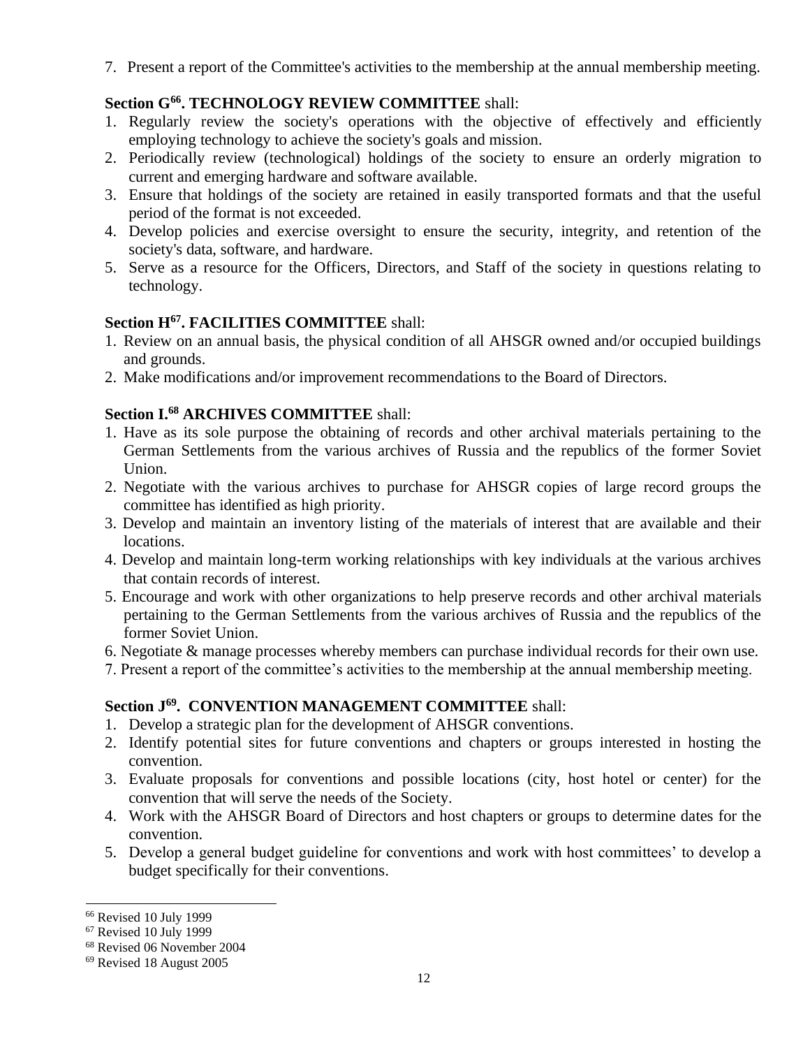7. Present a report of the Committee's activities to the membership at the annual membership meeting.

**Section G[66]. TECHNOLOGY REVIEW COMMITTEE** shall:

1. Regularly review the society's operations with the objective of effectively and efficiently employing technology to achieve the society's goals and mission.
2. Periodically review (technological) holdings of the society to ensure an orderly migration to current and emerging hardware and software available.
3. Ensure that holdings of the society are retained in easily transported formats and that the useful period of the format is not exceeded.
4. Develop policies and exercise oversight to ensure the security, integrity, and retention of the society's data, software, and hardware.
5. Serve as a resource for the Officers, Directors, and Staff of the society in questions relating to technology.

**Section H[67]. FACILITIES COMMITTEE** shall:

1. Review on an annual basis, the physical condition of all AHSGR owned and/or occupied buildings and grounds.
2. Make modifications and/or improvement recommendations to the Board of Directors.

**Section I.[68] ARCHIVES COMMITTEE** shall:

1. Have as its sole purpose the obtaining of records and other archival materials pertaining to the German Settlements from the various archives of Russia and the republics of the former Soviet Union.
2. Negotiate with the various archives to purchase for AHSGR copies of large record groups the committee has identified as high priority.
3. Develop and maintain an inventory listing of the materials of interest that are available and their locations.
4. Develop and maintain long-term working relationships with key individuals at the various archives that contain records of interest.
5. Encourage and work with other organizations to help preserve records and other archival materials pertaining to the German Settlements from the various archives of Russia and the republics of the former Soviet Union.
6. Negotiate & manage processes whereby members can purchase individual records for their own use.
7. Present a report of the committee's activities to the membership at the annual membership meeting.

**Section J[69]. CONVENTION MANAGEMENT COMMITTEE** shall:

1. Develop a strategic plan for the development of AHSGR conventions.
2. Identify potential sites for future conventions and chapters or groups interested in hosting the convention.
3. Evaluate proposals for conventions and possible locations (city, host hotel or center) for the convention that will serve the needs of the Society.
4. Work with the AHSGR Board of Directors and host chapters or groups to determine dates for the convention.
5. Develop a general budget guideline for conventions and work with host committees' to develop a budget specifically for their conventions.

[66] Revised 10 July 1999

[67] Revised 10 July 1999

[68] Revised 06 November 2004

[69] Revised 18 August 2005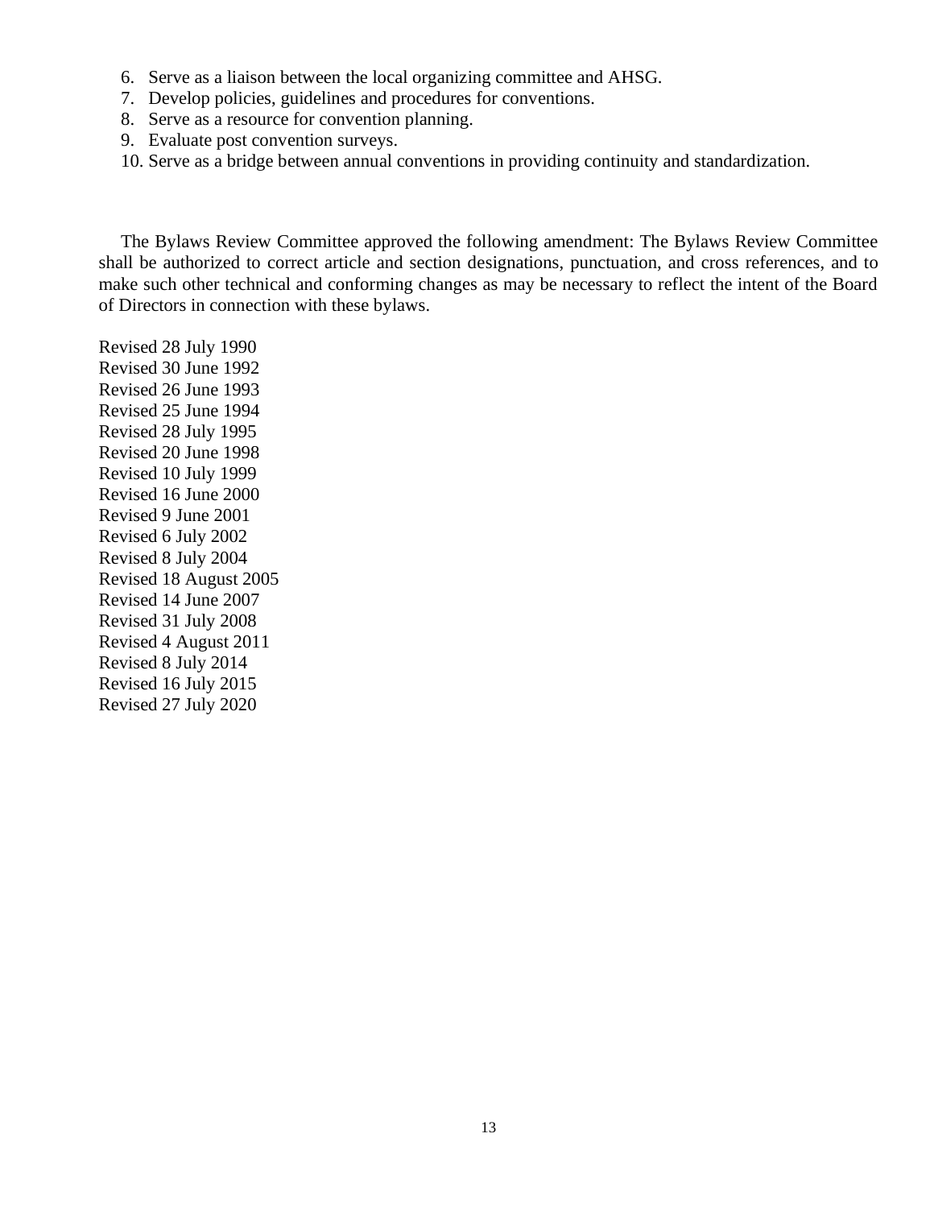6. Serve as a liaison between the local organizing committee and AHSG.
7. Develop policies, guidelines and procedures for conventions.
8. Serve as a resource for convention planning.
9. Evaluate post convention surveys.
10. Serve as a bridge between annual conventions in providing continuity and standardization.

The Bylaws Review Committee approved the following amendment: The Bylaws Review Committee shall be authorized to correct article and section designations, punctuation, and cross references, and to make such other technical and conforming changes as may be necessary to reflect the intent of the Board of Directors in connection with these bylaws.

Revised 28 July 1990
Revised 30 June 1992
Revised 26 June 1993
Revised 25 June 1994
Revised 28 July 1995
Revised 20 June 1998
Revised 10 July 1999
Revised 16 June 2000
Revised 9 June 2001
Revised 6 July 2002
Revised 8 July 2004
Revised 18 August 2005
Revised 14 June 2007
Revised 31 July 2008
Revised 4 August 2011
Revised 8 July 2014
Revised 16 July 2015
Revised 27 July 2020